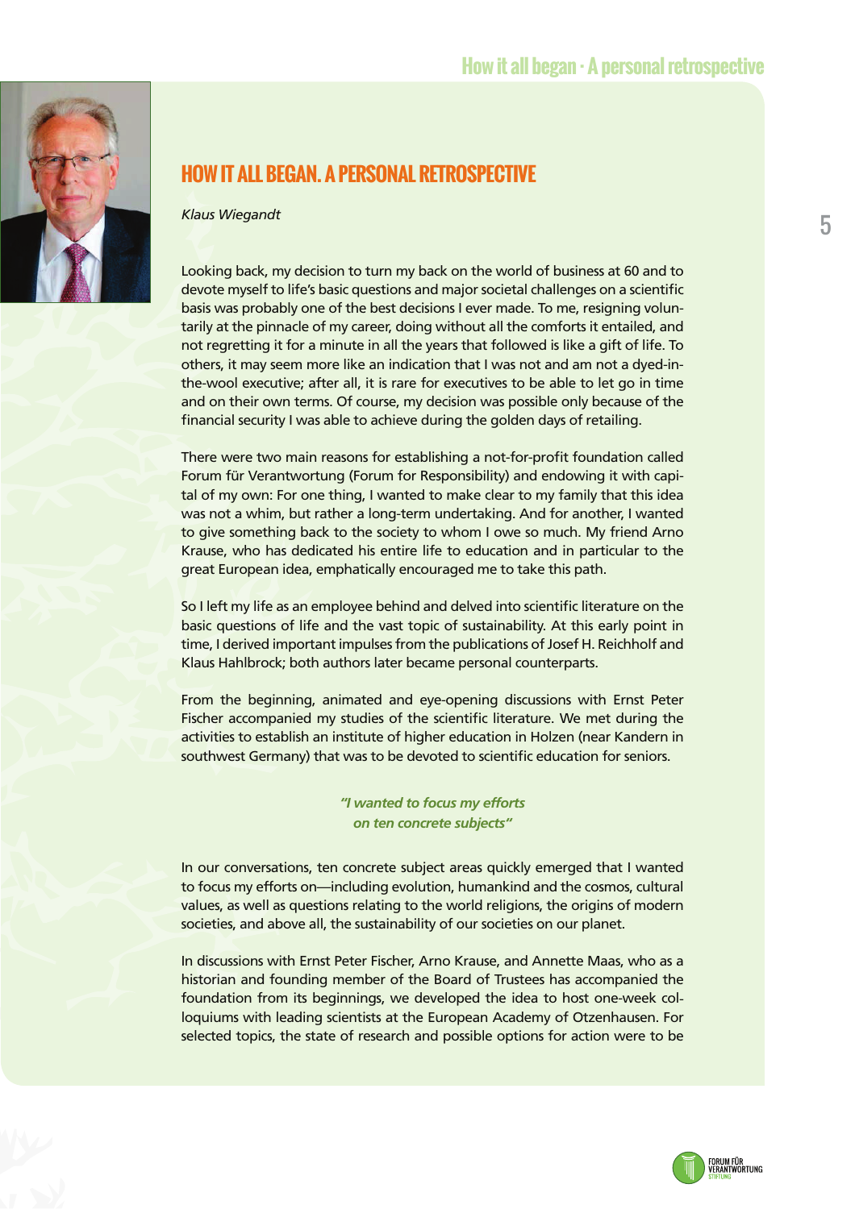# HOW IT ALL BEGAN. A PERSONAL RETROSPECTIVE

*Klaus Wiegandt*

Looking back, my decision to turn my back on the world of business at 60 and to devote myself to life's basic questions and major societal challenges on a scientific basis was probably one of the best decisions I ever made. To me, resigning voluntarily at the pinnacle of my career, doing without all the comforts it entailed, and not regretting it for a minute in all the years that followed is like a gift of life. To others, it may seem more like an indication that I was not and am not a dyed-in-the-wool executive; after all, it is rare for executives to be able to let go in time and on their own terms. Of course, my decision was possible only because of the financial security I was able to achieve during the golden days of retailing.

There were two main reasons for establishing a not-for-profit foundation called Forum für Verantwortung (Forum for Responsibility) and endowing it with capital of my own: For one thing, I wanted to make clear to my family that this idea was not a whim, but rather a long-term undertaking. And for another, I wanted to give something back to the society to whom I owe so much. My friend Arno Krause, who has dedicated his entire life to education and in particular to the great European idea, emphatically encouraged me to take this path.

So I left my life as an employee behind and delved into scientific literature on the basic questions of life and the vast topic of sustainability. At this early point in time, I derived important impulses from the publications of Josef H. Reichholf and Klaus Hahlbrock; both authors later became personal counterparts.

From the beginning, animated and eye-opening discussions with Ernst Peter Fischer accompanied my studies of the scientific literature. We met during the activities to establish an institute of higher education in Holzen (near Kandern in southwest Germany) that was to be devoted to scientific education for seniors.

> ***"I wanted to focus my efforts on ten concrete subjects"***

In our conversations, ten concrete subject areas quickly emerged that I wanted to focus my efforts on—including evolution, humankind and the cosmos, cultural values, as well as questions relating to the world religions, the origins of modern societies, and above all, the sustainability of our societies on our planet.

In discussions with Ernst Peter Fischer, Arno Krause, and Annette Maas, who as a historian and founding member of the Board of Trustees has accompanied the foundation from its beginnings, we developed the idea to host one-week colloquiums with leading scientists at the European Academy of Otzenhausen. For selected topics, the state of research and possible options for action were to be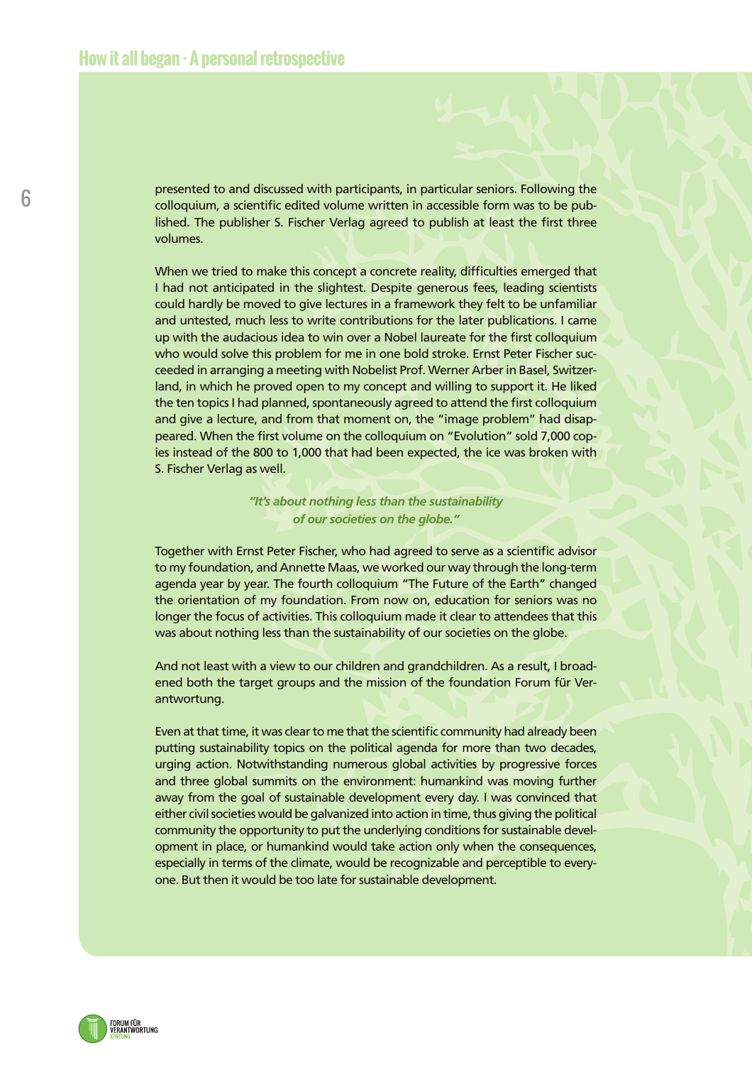presented to and discussed with participants, in particular seniors. Following the colloquium, a scientific edited volume written in accessible form was to be published. The publisher S. Fischer Verlag agreed to publish at least the first three volumes.

When we tried to make this concept a concrete reality, difficulties emerged that I had not anticipated in the slightest. Despite generous fees, leading scientists could hardly be moved to give lectures in a framework they felt to be unfamiliar and untested, much less to write contributions for the later publications. I came up with the audacious idea to win over a Nobel laureate for the first colloquium who would solve this problem for me in one bold stroke. Ernst Peter Fischer succeeded in arranging a meeting with Nobelist Prof. Werner Arber in Basel, Switzerland, in which he proved open to my concept and willing to support it. He liked the ten topics I had planned, spontaneously agreed to attend the first colloquium and give a lecture, and from that moment on, the "image problem" had disappeared. When the first volume on the colloquium on "Evolution" sold 7,000 copies instead of the 800 to 1,000 that had been expected, the ice was broken with S. Fischer Verlag as well.

> ***"It's about nothing less than the sustainability of our societies on the globe."***

Together with Ernst Peter Fischer, who had agreed to serve as a scientific advisor to my foundation, and Annette Maas, we worked our way through the long-term agenda year by year. The fourth colloquium "The Future of the Earth" changed the orientation of my foundation. From now on, education for seniors was no longer the focus of activities. This colloquium made it clear to attendees that this was about nothing less than the sustainability of our societies on the globe.

And not least with a view to our children and grandchildren. As a result, I broadened both the target groups and the mission of the foundation Forum für Verantwortung.

Even at that time, it was clear to me that the scientific community had already been putting sustainability topics on the political agenda for more than two decades, urging action. Notwithstanding numerous global activities by progressive forces and three global summits on the environment: humankind was moving further away from the goal of sustainable development every day. I was convinced that either civil societies would be galvanized into action in time, thus giving the political community the opportunity to put the underlying conditions for sustainable development in place, or humankind would take action only when the consequences, especially in terms of the climate, would be recognizable and perceptible to everyone. But then it would be too late for sustainable development.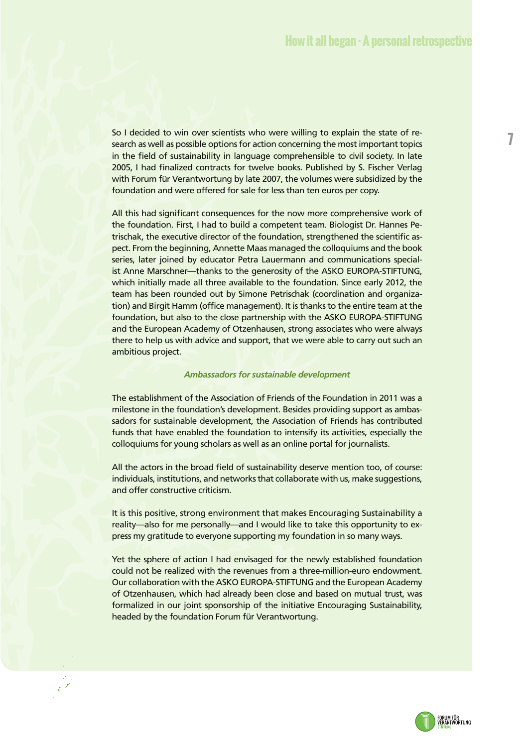So I decided to win over scientists who were willing to explain the state of research as well as possible options for action concerning the most important topics in the field of sustainability in language comprehensible to civil society. In late 2005, I had finalized contracts for twelve books. Published by S. Fischer Verlag with Forum für Verantwortung by late 2007, the volumes were subsidized by the foundation and were offered for sale for less than ten euros per copy.

All this had significant consequences for the now more comprehensive work of the foundation. First, I had to build a competent team. Biologist Dr. Hannes Petrischak, the executive director of the foundation, strengthened the scientific aspect. From the beginning, Annette Maas managed the colloquiums and the book series, later joined by educator Petra Lauermann and communications specialist Anne Marschner—thanks to the generosity of the ASKO EUROPA-STIFTUNG, which initially made all three available to the foundation. Since early 2012, the team has been rounded out by Simone Petrischak (coordination and organization) and Birgit Hamm (office management). It is thanks to the entire team at the foundation, but also to the close partnership with the ASKO EUROPA-STIFTUNG and the European Academy of Otzenhausen, strong associates who were always there to help us with advice and support, that we were able to carry out such an ambitious project.

### *Ambassadors for sustainable development*

The establishment of the Association of Friends of the Foundation in 2011 was a milestone in the foundation's development. Besides providing support as ambassadors for sustainable development, the Association of Friends has contributed funds that have enabled the foundation to intensify its activities, especially the colloquiums for young scholars as well as an online portal for journalists.

All the actors in the broad field of sustainability deserve mention too, of course: individuals, institutions, and networks that collaborate with us, make suggestions, and offer constructive criticism.

It is this positive, strong environment that makes Encouraging Sustainability a reality—also for me personally—and I would like to take this opportunity to express my gratitude to everyone supporting my foundation in so many ways.

Yet the sphere of action I had envisaged for the newly established foundation could not be realized with the revenues from a three-million-euro endowment. Our collaboration with the ASKO EUROPA-STIFTUNG and the European Academy of Otzenhausen, which had already been close and based on mutual trust, was formalized in our joint sponsorship of the initiative Encouraging Sustainability, headed by the foundation Forum für Verantwortung.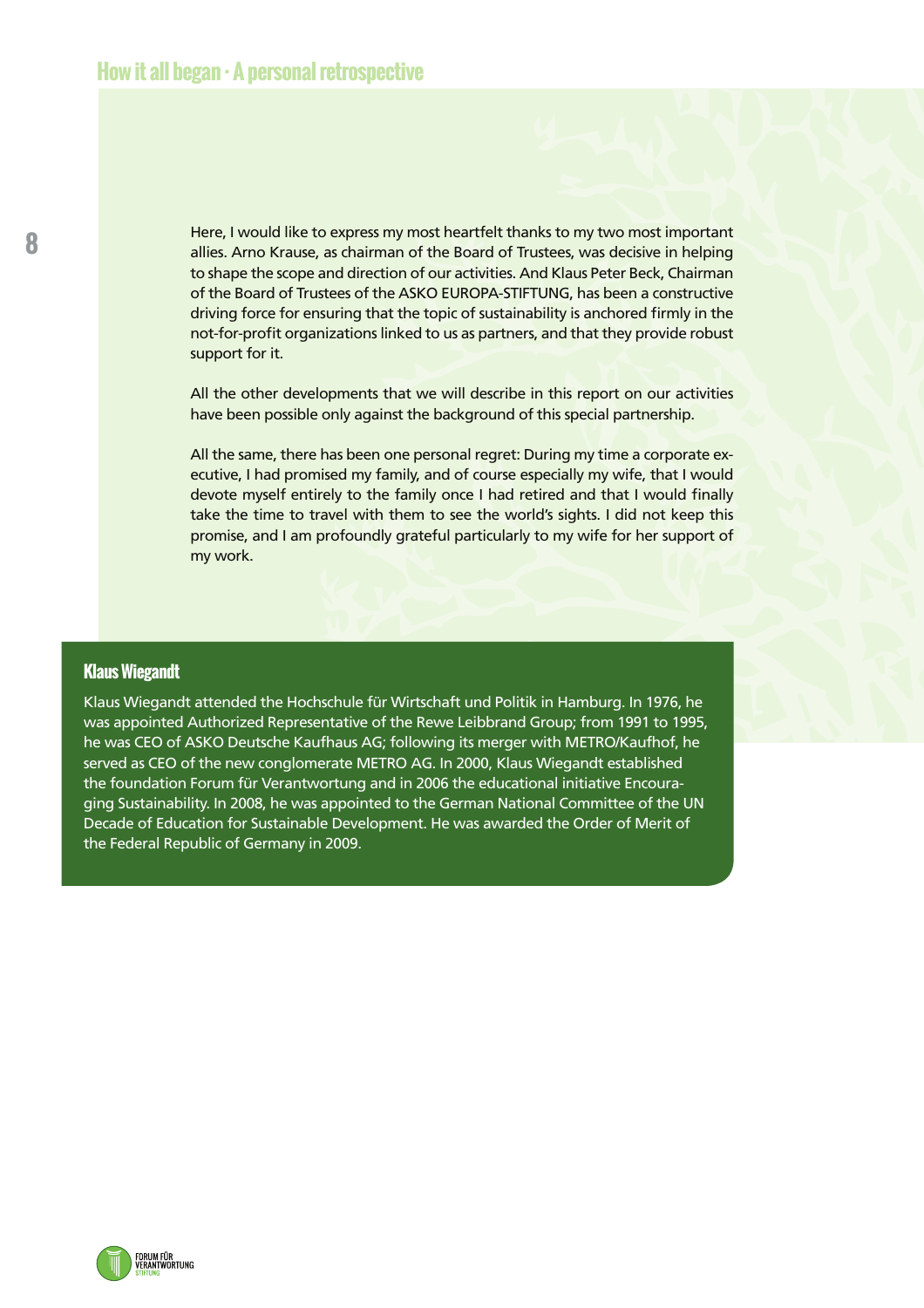Here, I would like to express my most heartfelt thanks to my two most important allies. Arno Krause, as chairman of the Board of Trustees, was decisive in helping to shape the scope and direction of our activities. And Klaus Peter Beck, Chairman of the Board of Trustees of the ASKO EUROPA-STIFTUNG, has been a constructive driving force for ensuring that the topic of sustainability is anchored firmly in the not-for-profit organizations linked to us as partners, and that they provide robust support for it.

All the other developments that we will describe in this report on our activities have been possible only against the background of this special partnership.

All the same, there has been one personal regret: During my time a corporate executive, I had promised my family, and of course especially my wife, that I would devote myself entirely to the family once I had retired and that I would finally take the time to travel with them to see the world's sights. I did not keep this promise, and I am profoundly grateful particularly to my wife for her support of my work.

### Klaus Wiegandt

Klaus Wiegandt attended the Hochschule für Wirtschaft und Politik in Hamburg. In 1976, he was appointed Authorized Representative of the Rewe Leibbrand Group; from 1991 to 1995, he was CEO of ASKO Deutsche Kaufhaus AG; following its merger with METRO/Kaufhof, he served as CEO of the new conglomerate METRO AG. In 2000, Klaus Wiegandt established the foundation Forum für Verantwortung and in 2006 the educational initiative Encouraging Sustainability. In 2008, he was appointed to the German National Committee of the UN Decade of Education for Sustainable Development. He was awarded the Order of Merit of the Federal Republic of Germany in 2009.